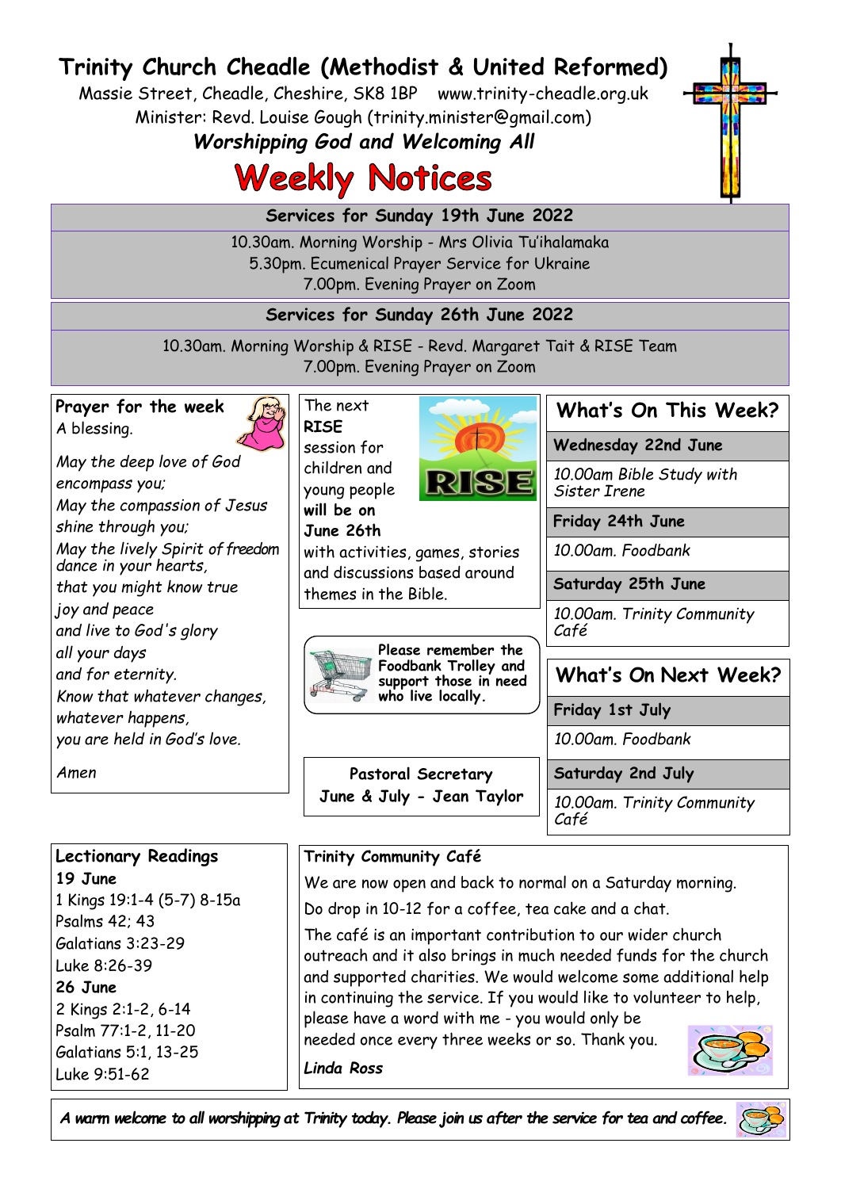# Trinity Church Cheadle (Methodist & United Reformed)

Massie Street, Cheadle, Cheshire, SK8 1BP www.trinity-cheadle.org.uk

Minister: Revd. Louise Gough (trinity.minister@gmail.com)

***Worshipping God and Welcoming All***

# Weekly Notices

## Services for Sunday 19th June 2022

10.30am. Morning Worship - Mrs Olivia Tu'ihalamaka

5.30pm. Ecumenical Prayer Service for Ukraine

7.00pm. Evening Prayer on Zoom

## Services for Sunday 26th June 2022

10.30am. Morning Worship & RISE - Revd. Margaret Tait & RISE Team

7.00pm. Evening Prayer on Zoom

### Prayer for the week

A blessing.

*May the deep love of God*
*encompass you;*
*May the compassion of Jesus*
*shine through you;*
*May the lively Spirit of freedom*
*dance in your hearts,*
*that you might know true*
*joy and peace*
*and live to God's glory*
*all your days*
*and for eternity.*
*Know that whatever changes,*
*whatever happens,*
*you are held in God's love.*

*Amen*

The next **RISE** session for children and young people **will be on June 26th** with activities, games, stories and discussions based around themes in the Bible.

**Please remember the Foodbank Trolley and support those in need who live locally.**

**Pastoral Secretary**
**June & July - Jean Taylor**

### What's On This Week?

**Wednesday 22nd June**

*10.00am Bible Study with Sister Irene*

**Friday 24th June**

*10.00am. Foodbank*

**Saturday 25th June**

*10.00am. Trinity Community Café*

### What's On Next Week?

**Friday 1st July**

*10.00am. Foodbank*

**Saturday 2nd July**

*10.00am. Trinity Community Café*

### Lectionary Readings

**19 June**

1 Kings 19:1-4 (5-7) 8-15a
Psalms 42; 43
Galatians 3:23-29
Luke 8:26-39

**26 June**

2 Kings 2:1-2, 6-14
Psalm 77:1-2, 11-20
Galatians 5:1, 13-25
Luke 9:51-62

### Trinity Community Café

We are now open and back to normal on a Saturday morning.

Do drop in 10-12 for a coffee, tea cake and a chat.

The café is an important contribution to our wider church outreach and it also brings in much needed funds for the church and supported charities. We would welcome some additional help in continuing the service. If you would like to volunteer to help, please have a word with me - you would only be needed once every three weeks or so. Thank you.

***Linda Ross***

*A warm welcome to all worshipping at Trinity today. Please join us after the service for tea and coffee.*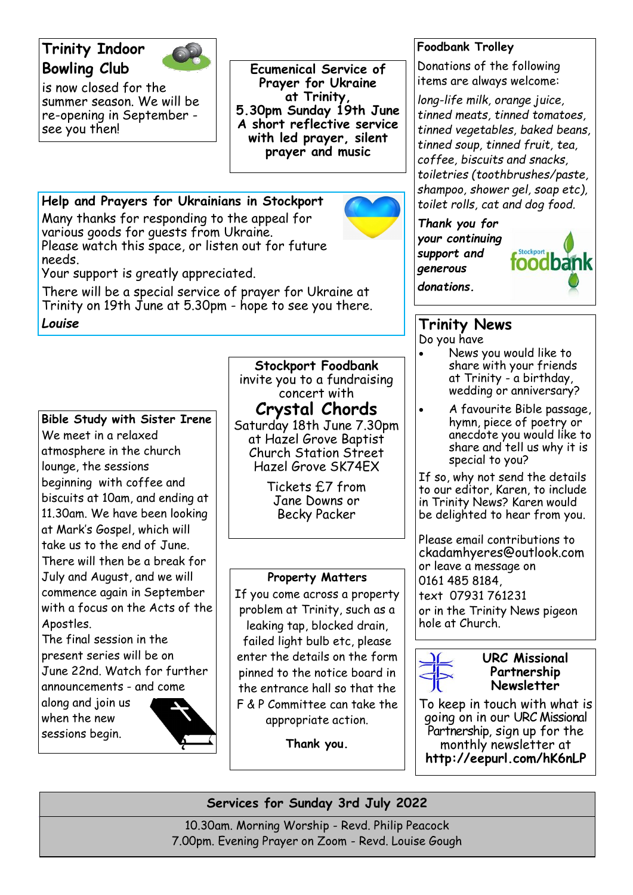## Trinity Indoor Bowling Club

is now closed for the summer season. We will be re-opening in September - see you then!

## Ecumenical Service of Prayer for Ukraine at Trinity, 5.30pm Sunday 19th June

**A short reflective service with led prayer, silent prayer and music**

## Foodbank Trolley

Donations of the following items are always welcome:

*long-life milk, orange juice, tinned meats, tinned tomatoes, tinned vegetables, baked beans, tinned soup, tinned fruit, tea, coffee, biscuits and snacks, toiletries (toothbrushes/paste, shampoo, shower gel, soap etc), toilet rolls, cat and dog food.*

***Thank you for your continuing support and generous donations.***

## Help and Prayers for Ukrainians in Stockport

Many thanks for responding to the appeal for various goods for guests from Ukraine.
Please watch this space, or listen out for future needs.
Your support is greatly appreciated.

There will be a special service of prayer for Ukraine at Trinity on 19th June at 5.30pm - hope to see you there.

***Louise***

## Trinity News

Do you have

- News you would like to share with your friends at Trinity - a birthday, wedding or anniversary?
- A favourite Bible passage, hymn, piece of poetry or anecdote you would like to share and tell us why it is special to you?

If so, why not send the details to our editor, Karen, to include in Trinity News? Karen would be delighted to hear from you.

Please email contributions to ckadamhyeres@outlook.com
or leave a message on
0161 485 8184,
text 07931 761231
or in the Trinity News pigeon hole at Church.

## Bible Study with Sister Irene

We meet in a relaxed atmosphere in the church lounge, the sessions beginning with coffee and biscuits at 10am, and ending at 11.30am. We have been looking at Mark's Gospel, which will take us to the end of June.
There will then be a break for July and August, and we will commence again in September with a focus on the Acts of the Apostles.
The final session in the present series will be on June 22nd. Watch for further announcements - and come along and join us when the new sessions begin.

## Stockport Foodbank

invite you to a fundraising concert with

## Crystal Chords

Saturday 18th June 7.30pm
at Hazel Grove Baptist Church Station Street
Hazel Grove SK74EX

Tickets £7 from
Jane Downs or
Becky Packer

## Property Matters

If you come across a property problem at Trinity, such as a leaking tap, blocked drain, failed light bulb etc, please enter the details on the form pinned to the notice board in the entrance hall so that the F & P Committee can take the appropriate action.

**Thank you.**

## URC Missional Partnership Newsletter

To keep in touch with what is going on in our URC Missional Partnership, sign up for the monthly newsletter at **http://eepurl.com/hK6nLP**

## Services for Sunday 3rd July 2022

10.30am. Morning Worship - Revd. Philip Peacock
7.00pm. Evening Prayer on Zoom - Revd. Louise Gough